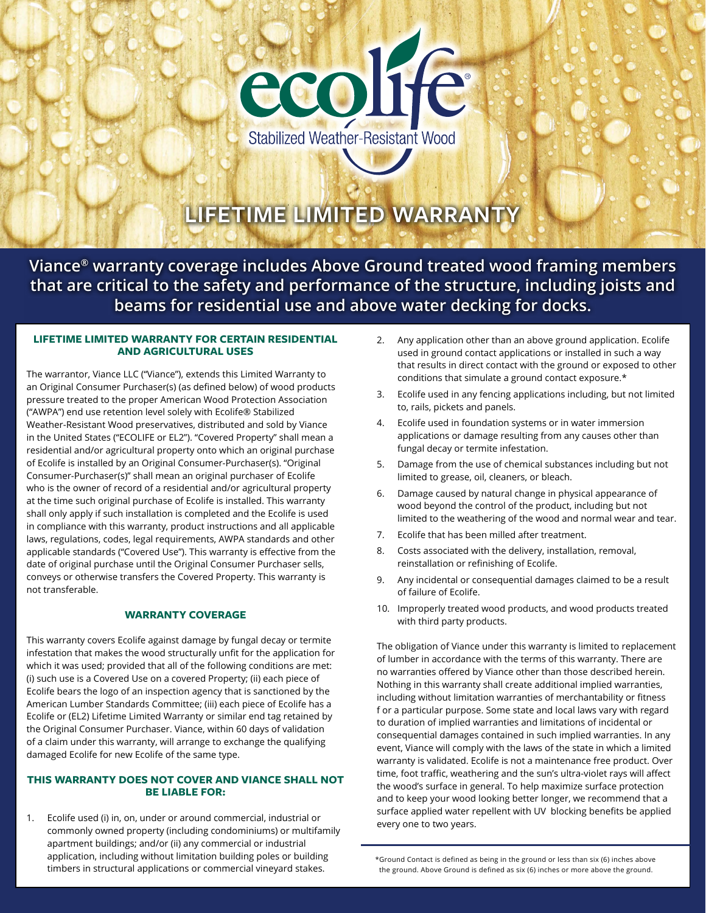ecolife®

Stabilized Weather-Resistant Wood

# LIFETIME LIMITED WARRANTY

**Viance® warranty coverage includes Above Ground treated wood framing members that are critical to the safety and performance of the structure, including joists and beams for residential use and above water decking for docks.**

## LIFETIME LIMITED WARRANTY FOR CERTAIN RESIDENTIAL AND AGRICULTURAL USES

The warrantor, Viance LLC ("Viance"), extends this Limited Warranty to an Original Consumer Purchaser(s) (as defined below) of wood products pressure treated to the proper American Wood Protection Association ("AWPA") end use retention level solely with Ecolife® Stabilized Weather-Resistant Wood preservatives, distributed and sold by Viance in the United States ("ECOLIFE or EL2"). "Covered Property" shall mean a residential and/or agricultural property onto which an original purchase of Ecolife is installed by an Original Consumer-Purchaser(s). "Original Consumer-Purchaser(s)" shall mean an original purchaser of Ecolife who is the owner of record of a residential and/or agricultural property at the time such original purchase of Ecolife is installed. This warranty shall only apply if such installation is completed and the Ecolife is used in compliance with this warranty, product instructions and all applicable laws, regulations, codes, legal requirements, AWPA standards and other applicable standards ("Covered Use"). This warranty is effective from the date of original purchase until the Original Consumer Purchaser sells, conveys or otherwise transfers the Covered Property. This warranty is not transferable.

## WARRANTY COVERAGE

This warranty covers Ecolife against damage by fungal decay or termite infestation that makes the wood structurally unfit for the application for which it was used; provided that all of the following conditions are met: (i) such use is a Covered Use on a covered Property; (ii) each piece of Ecolife bears the logo of an inspection agency that is sanctioned by the American Lumber Standards Committee; (iii) each piece of Ecolife has a Ecolife or (EL2) Lifetime Limited Warranty or similar end tag retained by the Original Consumer Purchaser. Viance, within 60 days of validation of a claim under this warranty, will arrange to exchange the qualifying damaged Ecolife for new Ecolife of the same type.

## THIS WARRANTY DOES NOT COVER AND VIANCE SHALL NOT BE LIABLE FOR:

1. Ecolife used (i) in, on, under or around commercial, industrial or commonly owned property (including condominiums) or multifamily apartment buildings; and/or (ii) any commercial or industrial application, including without limitation building poles or building timbers in structural applications or commercial vineyard stakes.
2. Any application other than an above ground application. Ecolife used in ground contact applications or installed in such a way that results in direct contact with the ground or exposed to other conditions that simulate a ground contact exposure.*
3. Ecolife used in any fencing applications including, but not limited to, rails, pickets and panels.
4. Ecolife used in foundation systems or in water immersion applications or damage resulting from any causes other than fungal decay or termite infestation.
5. Damage from the use of chemical substances including but not limited to grease, oil, cleaners, or bleach.
6. Damage caused by natural change in physical appearance of wood beyond the control of the product, including but not limited to the weathering of the wood and normal wear and tear.
7. Ecolife that has been milled after treatment.
8. Costs associated with the delivery, installation, removal, reinstallation or refinishing of Ecolife.
9. Any incidental or consequential damages claimed to be a result of failure of Ecolife.
10. Improperly treated wood products, and wood products treated with third party products.

The obligation of Viance under this warranty is limited to replacement of lumber in accordance with the terms of this warranty. There are no warranties offered by Viance other than those described herein. Nothing in this warranty shall create additional implied warranties, including without limitation warranties of merchantability or fitness f or a particular purpose. Some state and local laws vary with regard to duration of implied warranties and limitations of incidental or consequential damages contained in such implied warranties. In any event, Viance will comply with the laws of the state in which a limited warranty is validated. Ecolife is not a maintenance free product. Over time, foot traffic, weathering and the sun's ultra-violet rays will affect the wood's surface in general. To help maximize surface protection and to keep your wood looking better longer, we recommend that a surface applied water repellent with UV blocking benefits be applied every one to two years.

*Ground Contact is defined as being in the ground or less than six (6) inches above the ground. Above Ground is defined as six (6) inches or more above the ground.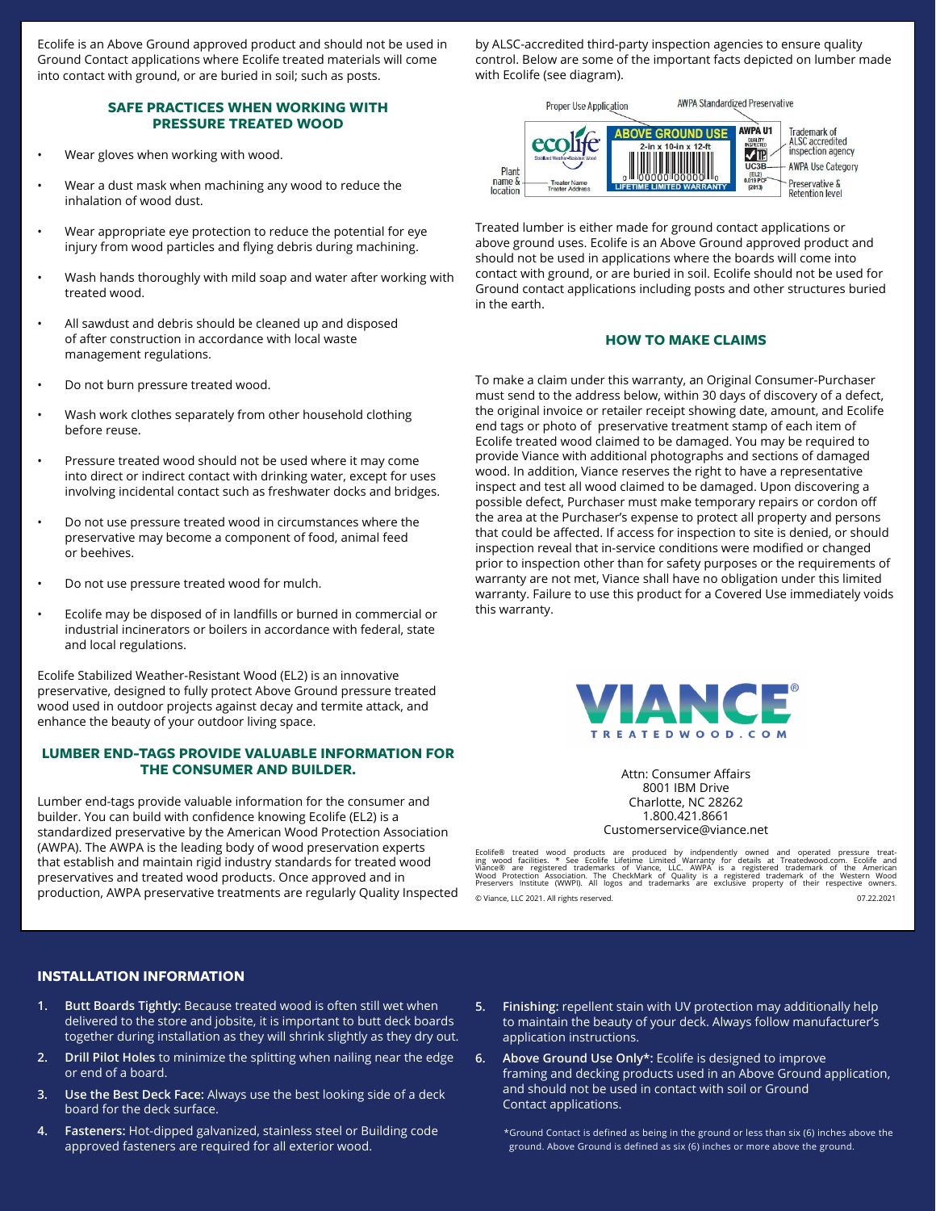Ecolife is an Above Ground approved product and should not be used in Ground Contact applications where Ecolife treated materials will come into contact with ground, or are buried in soil; such as posts.

## SAFE PRACTICES WHEN WORKING WITH PRESSURE TREATED WOOD

- Wear gloves when working with wood.
- Wear a dust mask when machining any wood to reduce the inhalation of wood dust.
- Wear appropriate eye protection to reduce the potential for eye injury from wood particles and flying debris during machining.
- Wash hands thoroughly with mild soap and water after working with treated wood.
- All sawdust and debris should be cleaned up and disposed of after construction in accordance with local waste management regulations.
- Do not burn pressure treated wood.
- Wash work clothes separately from other household clothing before reuse.
- Pressure treated wood should not be used where it may come into direct or indirect contact with drinking water, except for uses involving incidental contact such as freshwater docks and bridges.
- Do not use pressure treated wood in circumstances where the preservative may become a component of food, animal feed or beehives.
- Do not use pressure treated wood for mulch.
- Ecolife may be disposed of in landfills or burned in commercial or industrial incinerators or boilers in accordance with federal, state and local regulations.

Ecolife Stabilized Weather-Resistant Wood (EL2) is an innovative preservative, designed to fully protect Above Ground pressure treated wood used in outdoor projects against decay and termite attack, and enhance the beauty of your outdoor living space.

## LUMBER END-TAGS PROVIDE VALUABLE INFORMATION FOR THE CONSUMER AND BUILDER.

Lumber end-tags provide valuable information for the consumer and builder. You can build with confidence knowing Ecolife (EL2) is a standardized preservative by the American Wood Protection Association (AWPA). The AWPA is the leading body of wood preservation experts that establish and maintain rigid industry standards for treated wood preservatives and treated wood products. Once approved and in production, AWPA preservative treatments are regularly Quality Inspected by ALSC-accredited third-party inspection agencies to ensure quality control. Below are some of the important facts depicted on lumber made with Ecolife (see diagram).

Proper Use Application
AWPA Standardized Preservative
ecolife
Stabilized Weather-Resistant Wood
ABOVE GROUND USE
2-in x 10-in x 12-ft
AWPA U1
QUALITY INSPECTED
UC3B
(EL2)
0.019 PCF
(2013)
Treater Name
Treater Address
LIFETIME LIMITED WARRANTY
Plant name & location
Trademark of ALSC accredited inspection agency
AWPA Use Category
Preservative & Retention level

Treated lumber is either made for ground contact applications or above ground uses. Ecolife is an Above Ground approved product and should not be used in applications where the boards will come into contact with ground, or are buried in soil. Ecolife should not be used for Ground contact applications including posts and other structures buried in the earth.

## HOW TO MAKE CLAIMS

To make a claim under this warranty, an Original Consumer-Purchaser must send to the address below, within 30 days of discovery of a defect, the original invoice or retailer receipt showing date, amount, and Ecolife end tags or photo of preservative treatment stamp of each item of Ecolife treated wood claimed to be damaged. You may be required to provide Viance with additional photographs and sections of damaged wood. In addition, Viance reserves the right to have a representative inspect and test all wood claimed to be damaged. Upon discovering a possible defect, Purchaser must make temporary repairs or cordon off the area at the Purchaser's expense to protect all property and persons that could be affected. If access for inspection to site is denied, or should inspection reveal that in-service conditions were modified or changed prior to inspection other than for safety purposes or the requirements of warranty are not met, Viance shall have no obligation under this limited warranty. Failure to use this product for a Covered Use immediately voids this warranty.

VIANCE®
TREATEDWOOD.COM

Attn: Consumer Affairs
8001 IBM Drive
Charlotte, NC 28262
1.800.421.8661
Customerservice@viance.net

Ecolife® treated wood products are produced by indpendently owned and operated pressure treating wood facilities. * See Ecolife Lifetime Limited Warranty for details at Treatedwood.com. Ecolife and Viance® are registered trademarks of Viance, LLC. AWPA is a registered trademark of the American Wood Protection Association. The CheckMark of Quality is a registered trademark of the Western Wood Preservers Institute (WWPI). All logos and trademarks are exclusive property of their respective owners.

© Viance, LLC 2021. All rights reserved. 07.22.2021

## INSTALLATION INFORMATION

1. **Butt Boards Tightly:** Because treated wood is often still wet when delivered to the store and jobsite, it is important to butt deck boards together during installation as they will shrink slightly as they dry out.
2. **Drill Pilot Holes** to minimize the splitting when nailing near the edge or end of a board.
3. **Use the Best Deck Face:** Always use the best looking side of a deck board for the deck surface.
4. **Fasteners:** Hot-dipped galvanized, stainless steel or Building code approved fasteners are required for all exterior wood.
5. **Finishing:** repellent stain with UV protection may additionally help to maintain the beauty of your deck. Always follow manufacturer's application instructions.
6. **Above Ground Use Only*:** Ecolife is designed to improve framing and decking products used in an Above Ground application, and should not be used in contact with soil or Ground Contact applications.

*Ground Contact is defined as being in the ground or less than six (6) inches above the ground. Above Ground is defined as six (6) inches or more above the ground.